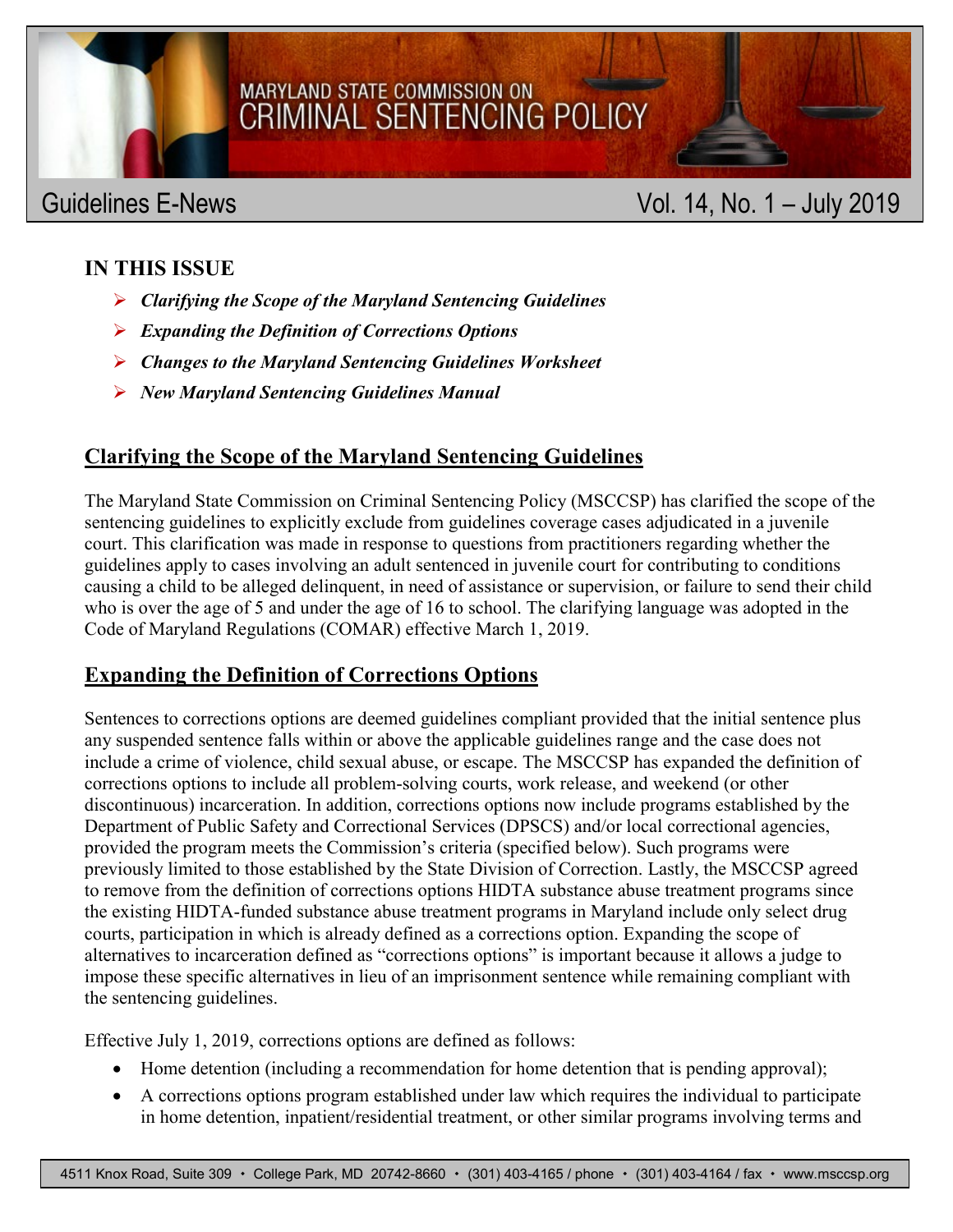# MARYLAND STATE COMMISSION ON CRIMINAL SENTENCING POLICY

## Guidelines E-News — Vol. 14, No. 1 – July 2019

**IN THIS ISSUE**

- ***Clarifying the Scope of the Maryland Sentencing Guidelines***
- ***Expanding the Definition of Corrections Options***
- ***Changes to the Maryland Sentencing Guidelines Worksheet***
- ***New Maryland Sentencing Guidelines Manual***

## Clarifying the Scope of the Maryland Sentencing Guidelines

The Maryland State Commission on Criminal Sentencing Policy (MSCCSP) has clarified the scope of the sentencing guidelines to explicitly exclude from guidelines coverage cases adjudicated in a juvenile court. This clarification was made in response to questions from practitioners regarding whether the guidelines apply to cases involving an adult sentenced in juvenile court for contributing to conditions causing a child to be alleged delinquent, in need of assistance or supervision, or failure to send their child who is over the age of 5 and under the age of 16 to school. The clarifying language was adopted in the Code of Maryland Regulations (COMAR) effective March 1, 2019.

## Expanding the Definition of Corrections Options

Sentences to corrections options are deemed guidelines compliant provided that the initial sentence plus any suspended sentence falls within or above the applicable guidelines range and the case does not include a crime of violence, child sexual abuse, or escape. The MSCCSP has expanded the definition of corrections options to include all problem-solving courts, work release, and weekend (or other discontinuous) incarceration. In addition, corrections options now include programs established by the Department of Public Safety and Correctional Services (DPSCS) and/or local correctional agencies, provided the program meets the Commission's criteria (specified below). Such programs were previously limited to those established by the State Division of Correction. Lastly, the MSCCSP agreed to remove from the definition of corrections options HIDTA substance abuse treatment programs since the existing HIDTA-funded substance abuse treatment programs in Maryland include only select drug courts, participation in which is already defined as a corrections option. Expanding the scope of alternatives to incarceration defined as "corrections options" is important because it allows a judge to impose these specific alternatives in lieu of an imprisonment sentence while remaining compliant with the sentencing guidelines.

Effective July 1, 2019, corrections options are defined as follows:

- Home detention (including a recommendation for home detention that is pending approval);
- A corrections options program established under law which requires the individual to participate in home detention, inpatient/residential treatment, or other similar programs involving terms and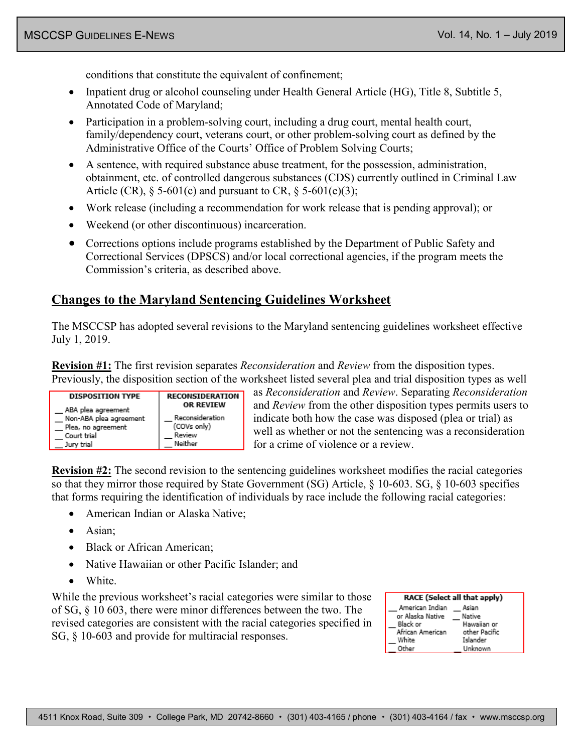conditions that constitute the equivalent of confinement;

- Inpatient drug or alcohol counseling under Health General Article (HG), Title 8, Subtitle 5, Annotated Code of Maryland;
- Participation in a problem-solving court, including a drug court, mental health court, family/dependency court, veterans court, or other problem-solving court as defined by the Administrative Office of the Courts' Office of Problem Solving Courts;
- A sentence, with required substance abuse treatment, for the possession, administration, obtainment, etc. of controlled dangerous substances (CDS) currently outlined in Criminal Law Article (CR), § 5-601(c) and pursuant to CR, § 5-601(e)(3);
- Work release (including a recommendation for work release that is pending approval); or
- Weekend (or other discontinuous) incarceration.
- Corrections options include programs established by the Department of Public Safety and Correctional Services (DPSCS) and/or local correctional agencies, if the program meets the Commission's criteria, as described above.

## Changes to the Maryland Sentencing Guidelines Worksheet

The MSCCSP has adopted several revisions to the Maryland sentencing guidelines worksheet effective July 1, 2019.

**Revision #1:** The first revision separates *Reconsideration* and *Review* from the disposition types. Previously, the disposition section of the worksheet listed several plea and trial disposition types as well as *Reconsideration* and *Review*. Separating *Reconsideration* and *Review* from the other disposition types permits users to indicate both how the case was disposed (plea or trial) as well as whether or not the sentencing was a reconsideration for a crime of violence or a review.

| DISPOSITION TYPE | RECONSIDERATION OR REVIEW |
|---|---|
| __ ABA plea agreement<br>__ Non-ABA plea agreement<br>__ Plea, no agreement<br>__ Court trial<br>__ Jury trial | __ Reconsideration (COVs only)<br>__ Review<br>__ Neither |

**Revision #2:** The second revision to the sentencing guidelines worksheet modifies the racial categories so that they mirror those required by State Government (SG) Article, § 10-603. SG, § 10-603 specifies that forms requiring the identification of individuals by race include the following racial categories:

- American Indian or Alaska Native;
- Asian;
- Black or African American;
- Native Hawaiian or other Pacific Islander; and
- White.

While the previous worksheet's racial categories were similar to those of SG, § 10 603, there were minor differences between the two. The revised categories are consistent with the racial categories specified in SG, § 10-603 and provide for multiracial responses.

| RACE (Select all that apply) | |
|---|---|
| __ American Indian or Alaska Native | __ Asian |
| __ Black or African American | __ Native Hawaiian or other Pacific Islander |
| __ White | |
| __ Other | __ Unknown |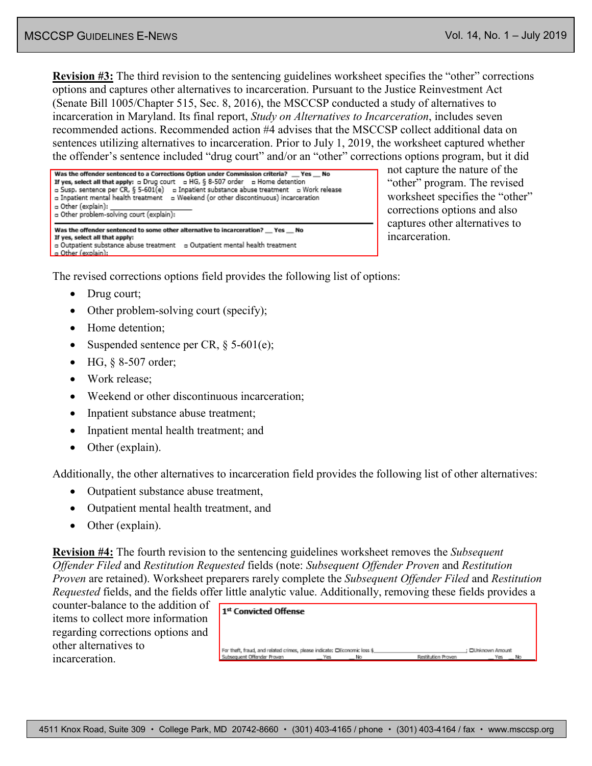**Revision #3:** The third revision to the sentencing guidelines worksheet specifies the "other" corrections options and captures other alternatives to incarceration. Pursuant to the Justice Reinvestment Act (Senate Bill 1005/Chapter 515, Sec. 8, 2016), the MSCCSP conducted a study of alternatives to incarceration in Maryland. Its final report, *Study on Alternatives to Incarceration*, includes seven recommended actions. Recommended action #4 advises that the MSCCSP collect additional data on sentences utilizing alternatives to incarceration. Prior to July 1, 2019, the worksheet captured whether the offender's sentence included "drug court" and/or an "other" corrections options program, but it did not capture the nature of the "other" program. The revised worksheet specifies the "other" corrections options and also captures other alternatives to incarceration.

**Was the offender sentenced to a Corrections Option under Commission criteria?** __ Yes __ No
**If yes, select all that apply:** ▫ Drug court ▫ HG, § 8-507 order ▫ Home detention
▫ Susp. sentence per CR, § 5-601(e) ▫ Inpatient substance abuse treatment ▫ Work release
▫ Inpatient mental health treatment ▫ Weekend (or other discontinuous) incarceration
▫ Other (explain): ________________
▫ Other problem-solving court (explain):

**Was the offender sentenced to some other alternative to incarceration?** __ Yes __ No
**If yes, select all that apply:**
▫ Outpatient substance abuse treatment ▫ Outpatient mental health treatment
▫ Other (explain):

The revised corrections options field provides the following list of options:

- Drug court;
- Other problem-solving court (specify);
- Home detention;
- Suspended sentence per CR, § 5-601(e);
- HG, § 8-507 order;
- Work release;
- Weekend or other discontinuous incarceration;
- Inpatient substance abuse treatment;
- Inpatient mental health treatment; and
- Other (explain).

Additionally, the other alternatives to incarceration field provides the following list of other alternatives:

- Outpatient substance abuse treatment,
- Outpatient mental health treatment, and
- Other (explain).

**Revision #4:** The fourth revision to the sentencing guidelines worksheet removes the *Subsequent Offender Filed* and *Restitution Requested* fields (note: *Subsequent Offender Proven* and *Restitution Proven* are retained). Worksheet preparers rarely complete the *Subsequent Offender Filed* and *Restitution Requested* fields, and the fields offer little analytic value. Additionally, removing these fields provides a counter-balance to the addition of items to collect more information regarding corrections options and other alternatives to incarceration.

**1st Convicted Offense**

For theft, fraud, and related crimes, please indicate: ☐Economic loss $________________; ☐Unknown Amount
Subsequent Offender Proven __ Yes __ No Restitution Proven __ Yes __ No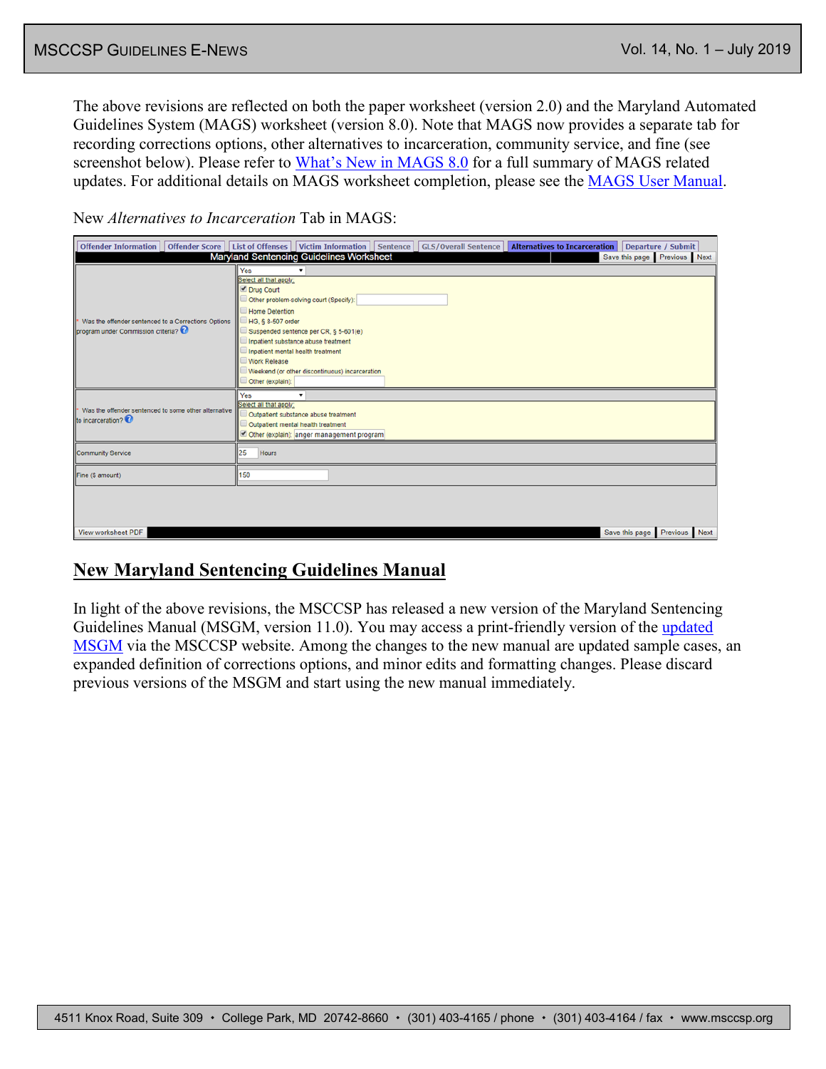The above revisions are reflected on both the paper worksheet (version 2.0) and the Maryland Automated Guidelines System (MAGS) worksheet (version 8.0). Note that MAGS now provides a separate tab for recording corrections options, other alternatives to incarceration, community service, and fine (see screenshot below). Please refer to [What's New in MAGS 8.0](#) for a full summary of MAGS related updates. For additional details on MAGS worksheet completion, please see the [MAGS User Manual](#).

New *Alternatives to Incarceration* Tab in MAGS:

Offender Information | Offender Score | List of Offenses | Victim Information | Sentence | GLS/Overall Sentence | Alternatives to Incarceration | Departure / Submit

Maryland Sentencing Guidelines Worksheet

Save this page | Previous | Next

\* Was the offender sentenced to a Corrections Options program under Commission criteria?

Yes

Select all that apply:

- [x] Drug Court
- [ ] Other problem-solving court (Specify):
- [ ] Home Detention
- [ ] HG, § 8-507 order
- [ ] Suspended sentence per CR, § 5-601(e)
- [ ] Inpatient substance abuse treatment
- [ ] Inpatient mental health treatment
- [ ] Work Release
- [ ] Weekend (or other discontinuous) incarceration
- [ ] Other (explain):

\* Was the offender sentenced to some other alternative to incarceration?

Yes

Select all that apply:

- [ ] Outpatient substance abuse treatment
- [ ] Outpatient mental health treatment
- [x] Other (explain): anger management program

Community Service: 25 Hours

Fine ($ amount): 150

View worksheet PDF | Save this page | Previous | Next

## New Maryland Sentencing Guidelines Manual

In light of the above revisions, the MSCCSP has released a new version of the Maryland Sentencing Guidelines Manual (MSGM, version 11.0). You may access a print-friendly version of the [updated MSGM](#) via the MSCCSP website. Among the changes to the new manual are updated sample cases, an expanded definition of corrections options, and minor edits and formatting changes. Please discard previous versions of the MSGM and start using the new manual immediately.